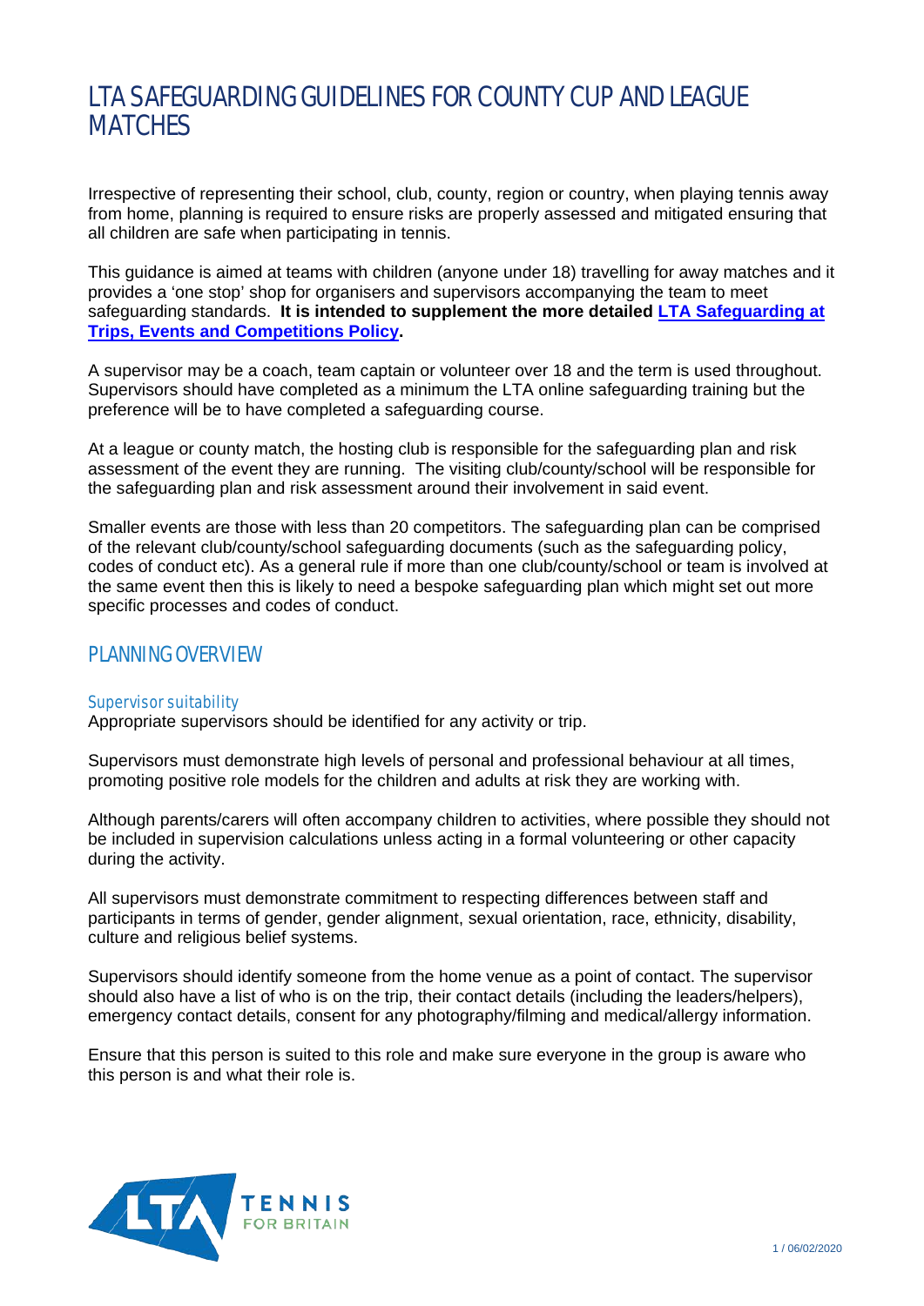# LTA SAFEGUARDING GUIDELINES FOR COUNTY CUP AND LEAGUE MATCHES

Irrespective of representing their school, club, county, region or country, when playing tennis away from home, planning is required to ensure risks are properly assessed and mitigated ensuring that all children are safe when participating in tennis.

This guidance is aimed at teams with children (anyone under 18) travelling for away matches and it provides a 'one stop' shop for organisers and supervisors accompanying the team to meet safeguarding standards. **It is intended to supplement the more detailed [LTA Safeguarding at Trips, Events and Competitions Policy](#).**

A supervisor may be a coach, team captain or volunteer over 18 and the term is used throughout. Supervisors should have completed as a minimum the LTA online safeguarding training but the preference will be to have completed a safeguarding course.

At a league or county match, the hosting club is responsible for the safeguarding plan and risk assessment of the event they are running. The visiting club/county/school will be responsible for the safeguarding plan and risk assessment around their involvement in said event.

Smaller events are those with less than 20 competitors. The safeguarding plan can be comprised of the relevant club/county/school safeguarding documents (such as the safeguarding policy, codes of conduct etc). As a general rule if more than one club/county/school or team is involved at the same event then this is likely to need a bespoke safeguarding plan which might set out more specific processes and codes of conduct.

## PLANNING OVERVIEW

### Supervisor suitability

Appropriate supervisors should be identified for any activity or trip.

Supervisors must demonstrate high levels of personal and professional behaviour at all times, promoting positive role models for the children and adults at risk they are working with.

Although parents/carers will often accompany children to activities, where possible they should not be included in supervision calculations unless acting in a formal volunteering or other capacity during the activity.

All supervisors must demonstrate commitment to respecting differences between staff and participants in terms of gender, gender alignment, sexual orientation, race, ethnicity, disability, culture and religious belief systems.

Supervisors should identify someone from the home venue as a point of contact. The supervisor should also have a list of who is on the trip, their contact details (including the leaders/helpers), emergency contact details, consent for any photography/filming and medical/allergy information.

Ensure that this person is suited to this role and make sure everyone in the group is aware who this person is and what their role is.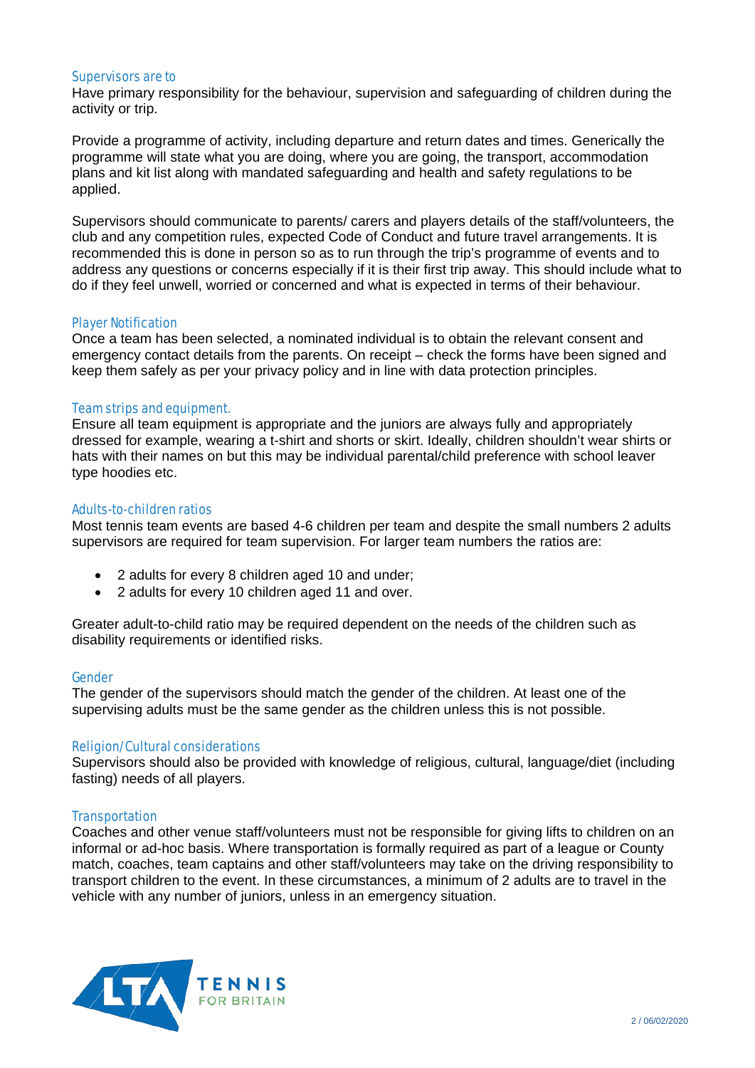### Supervisors are to

Have primary responsibility for the behaviour, supervision and safeguarding of children during the activity or trip.

Provide a programme of activity, including departure and return dates and times. Generically the programme will state what you are doing, where you are going, the transport, accommodation plans and kit list along with mandated safeguarding and health and safety regulations to be applied.

Supervisors should communicate to parents/ carers and players details of the staff/volunteers, the club and any competition rules, expected Code of Conduct and future travel arrangements. It is recommended this is done in person so as to run through the trip's programme of events and to address any questions or concerns especially if it is their first trip away. This should include what to do if they feel unwell, worried or concerned and what is expected in terms of their behaviour.

### Player Notification

Once a team has been selected, a nominated individual is to obtain the relevant consent and emergency contact details from the parents. On receipt – check the forms have been signed and keep them safely as per your privacy policy and in line with data protection principles.

### Team strips and equipment.

Ensure all team equipment is appropriate and the juniors are always fully and appropriately dressed for example, wearing a t-shirt and shorts or skirt. Ideally, children shouldn't wear shirts or hats with their names on but this may be individual parental/child preference with school leaver type hoodies etc.

### Adults-to-children ratios

Most tennis team events are based 4-6 children per team and despite the small numbers 2 adults supervisors are required for team supervision. For larger team numbers the ratios are:

- 2 adults for every 8 children aged 10 and under;
- 2 adults for every 10 children aged 11 and over.

Greater adult-to-child ratio may be required dependent on the needs of the children such as disability requirements or identified risks.

### Gender

The gender of the supervisors should match the gender of the children. At least one of the supervising adults must be the same gender as the children unless this is not possible.

### Religion/Cultural considerations

Supervisors should also be provided with knowledge of religious, cultural, language/diet (including fasting) needs of all players.

### Transportation

Coaches and other venue staff/volunteers must not be responsible for giving lifts to children on an informal or ad-hoc basis. Where transportation is formally required as part of a league or County match, coaches, team captains and other staff/volunteers may take on the driving responsibility to transport children to the event. In these circumstances, a minimum of 2 adults are to travel in the vehicle with any number of juniors, unless in an emergency situation.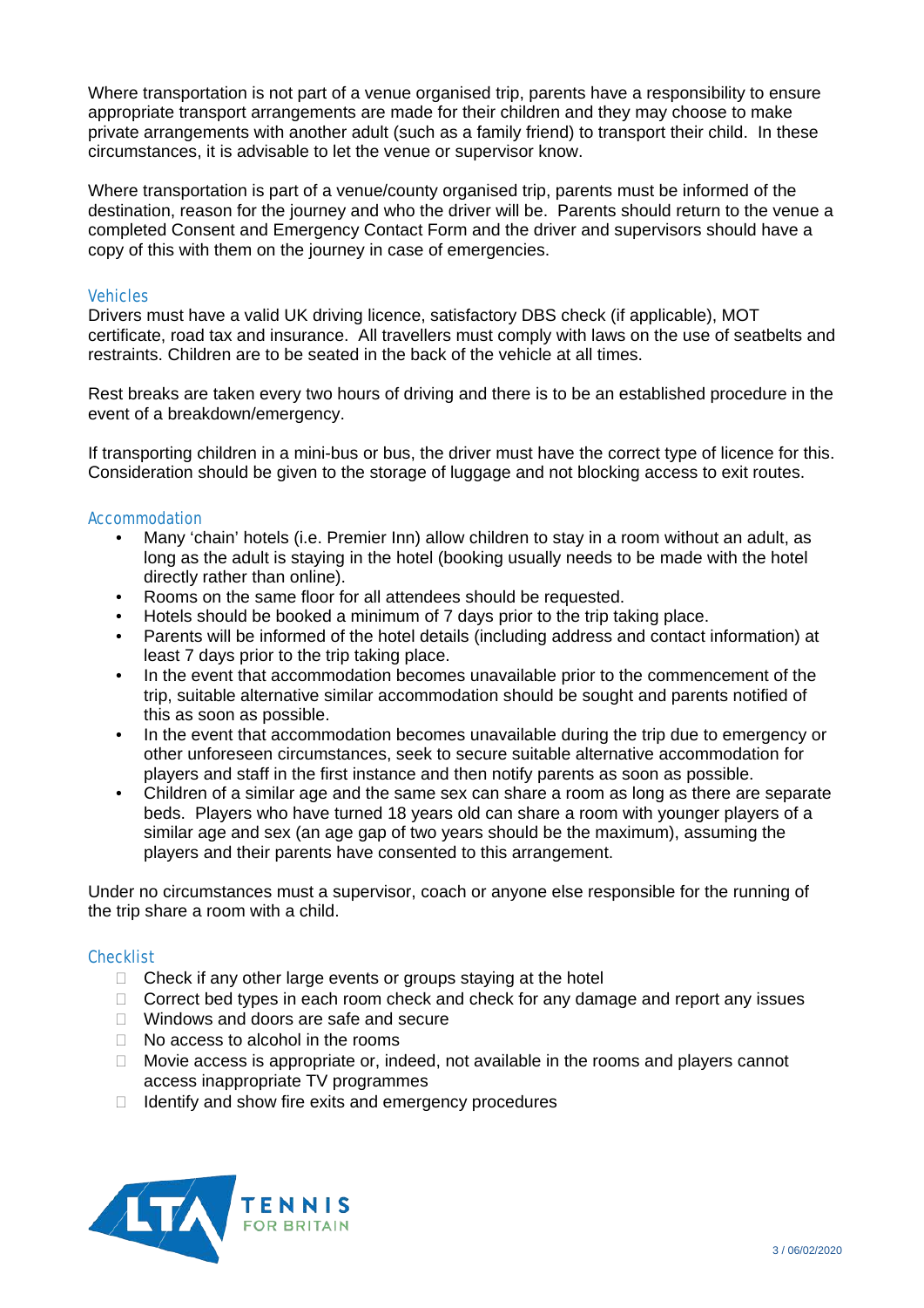Where transportation is not part of a venue organised trip, parents have a responsibility to ensure appropriate transport arrangements are made for their children and they may choose to make private arrangements with another adult (such as a family friend) to transport their child. In these circumstances, it is advisable to let the venue or supervisor know.

Where transportation is part of a venue/county organised trip, parents must be informed of the destination, reason for the journey and who the driver will be. Parents should return to the venue a completed Consent and Emergency Contact Form and the driver and supervisors should have a copy of this with them on the journey in case of emergencies.

### Vehicles

Drivers must have a valid UK driving licence, satisfactory DBS check (if applicable), MOT certificate, road tax and insurance. All travellers must comply with laws on the use of seatbelts and restraints. Children are to be seated in the back of the vehicle at all times.

Rest breaks are taken every two hours of driving and there is to be an established procedure in the event of a breakdown/emergency.

If transporting children in a mini-bus or bus, the driver must have the correct type of licence for this. Consideration should be given to the storage of luggage and not blocking access to exit routes.

### Accommodation

- Many 'chain' hotels (i.e. Premier Inn) allow children to stay in a room without an adult, as long as the adult is staying in the hotel (booking usually needs to be made with the hotel directly rather than online).
- Rooms on the same floor for all attendees should be requested.
- Hotels should be booked a minimum of 7 days prior to the trip taking place.
- Parents will be informed of the hotel details (including address and contact information) at least 7 days prior to the trip taking place.
- In the event that accommodation becomes unavailable prior to the commencement of the trip, suitable alternative similar accommodation should be sought and parents notified of this as soon as possible.
- In the event that accommodation becomes unavailable during the trip due to emergency or other unforeseen circumstances, seek to secure suitable alternative accommodation for players and staff in the first instance and then notify parents as soon as possible.
- Children of a similar age and the same sex can share a room as long as there are separate beds. Players who have turned 18 years old can share a room with younger players of a similar age and sex (an age gap of two years should be the maximum), assuming the players and their parents have consented to this arrangement.

Under no circumstances must a supervisor, coach or anyone else responsible for the running of the trip share a room with a child.

### Checklist

- [ ] Check if any other large events or groups staying at the hotel
- [ ] Correct bed types in each room check and check for any damage and report any issues
- [ ] Windows and doors are safe and secure
- [ ] No access to alcohol in the rooms
- [ ] Movie access is appropriate or, indeed, not available in the rooms and players cannot access inappropriate TV programmes
- [ ] Identify and show fire exits and emergency procedures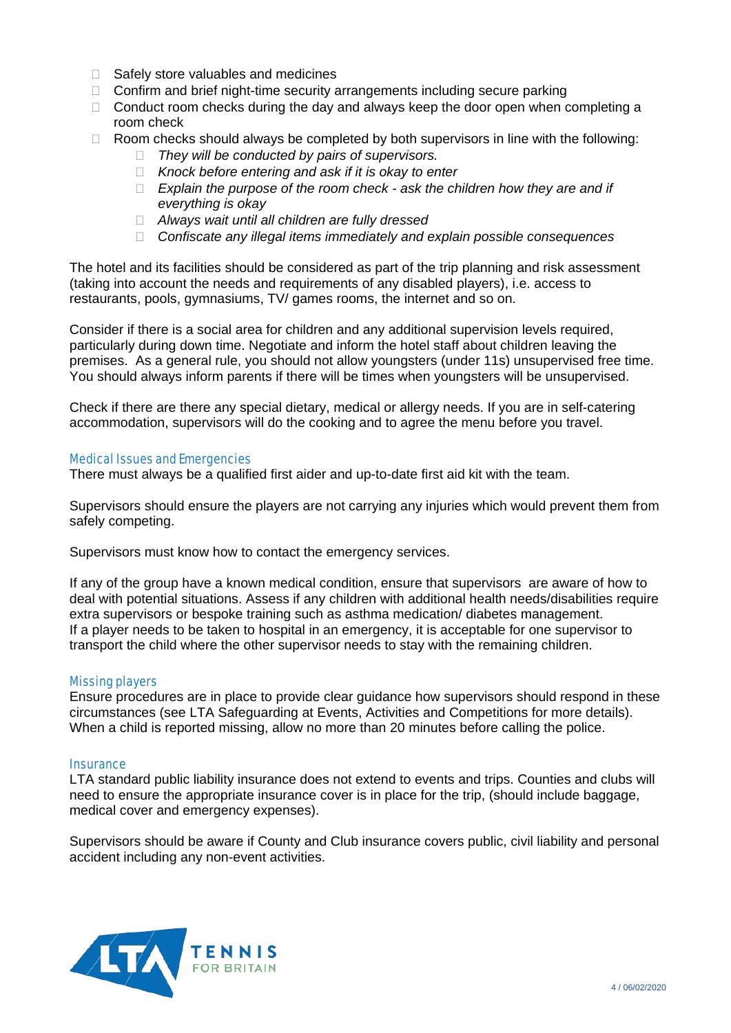- Safely store valuables and medicines
- Confirm and brief night-time security arrangements including secure parking
- Conduct room checks during the day and always keep the door open when completing a room check
- Room checks should always be completed by both supervisors in line with the following:
  - *They will be conducted by pairs of supervisors.*
  - *Knock before entering and ask if it is okay to enter*
  - *Explain the purpose of the room check - ask the children how they are and if everything is okay*
  - *Always wait until all children are fully dressed*
  - *Confiscate any illegal items immediately and explain possible consequences*

The hotel and its facilities should be considered as part of the trip planning and risk assessment (taking into account the needs and requirements of any disabled players), i.e. access to restaurants, pools, gymnasiums, TV/ games rooms, the internet and so on.

Consider if there is a social area for children and any additional supervision levels required, particularly during down time. Negotiate and inform the hotel staff about children leaving the premises. As a general rule, you should not allow youngsters (under 11s) unsupervised free time. You should always inform parents if there will be times when youngsters will be unsupervised.

Check if there are there any special dietary, medical or allergy needs. If you are in self-catering accommodation, supervisors will do the cooking and to agree the menu before you travel.

## Medical Issues and Emergencies

There must always be a qualified first aider and up-to-date first aid kit with the team.

Supervisors should ensure the players are not carrying any injuries which would prevent them from safely competing.

Supervisors must know how to contact the emergency services.

If any of the group have a known medical condition, ensure that supervisors are aware of how to deal with potential situations. Assess if any children with additional health needs/disabilities require extra supervisors or bespoke training such as asthma medication/ diabetes management. If a player needs to be taken to hospital in an emergency, it is acceptable for one supervisor to transport the child where the other supervisor needs to stay with the remaining children.

## Missing players

Ensure procedures are in place to provide clear guidance how supervisors should respond in these circumstances (see LTA Safeguarding at Events, Activities and Competitions for more details). When a child is reported missing, allow no more than 20 minutes before calling the police.

## Insurance

LTA standard public liability insurance does not extend to events and trips. Counties and clubs will need to ensure the appropriate insurance cover is in place for the trip, (should include baggage, medical cover and emergency expenses).

Supervisors should be aware if County and Club insurance covers public, civil liability and personal accident including any non-event activities.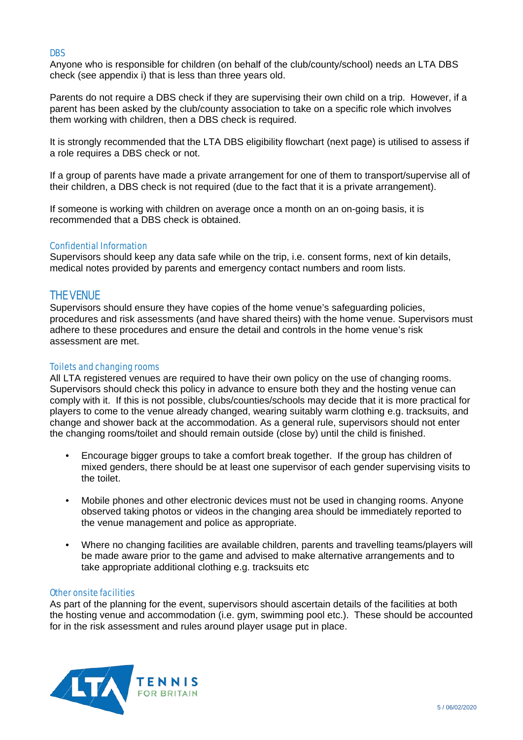### DBS

Anyone who is responsible for children (on behalf of the club/county/school) needs an LTA DBS check (see appendix i) that is less than three years old.

Parents do not require a DBS check if they are supervising their own child on a trip. However, if a parent has been asked by the club/county association to take on a specific role which involves them working with children, then a DBS check is required.

It is strongly recommended that the LTA DBS eligibility flowchart (next page) is utilised to assess if a role requires a DBS check or not.

If a group of parents have made a private arrangement for one of them to transport/supervise all of their children, a DBS check is not required (due to the fact that it is a private arrangement).

If someone is working with children on average once a month on an on-going basis, it is recommended that a DBS check is obtained.

### Confidential Information

Supervisors should keep any data safe while on the trip, i.e. consent forms, next of kin details, medical notes provided by parents and emergency contact numbers and room lists.

## THE VENUE

Supervisors should ensure they have copies of the home venue's safeguarding policies, procedures and risk assessments (and have shared theirs) with the home venue. Supervisors must adhere to these procedures and ensure the detail and controls in the home venue's risk assessment are met.

### Toilets and changing rooms

All LTA registered venues are required to have their own policy on the use of changing rooms. Supervisors should check this policy in advance to ensure both they and the hosting venue can comply with it. If this is not possible, clubs/counties/schools may decide that it is more practical for players to come to the venue already changed, wearing suitably warm clothing e.g. tracksuits, and change and shower back at the accommodation. As a general rule, supervisors should not enter the changing rooms/toilet and should remain outside (close by) until the child is finished.

- Encourage bigger groups to take a comfort break together. If the group has children of mixed genders, there should be at least one supervisor of each gender supervising visits to the toilet.

- Mobile phones and other electronic devices must not be used in changing rooms. Anyone observed taking photos or videos in the changing area should be immediately reported to the venue management and police as appropriate.

- Where no changing facilities are available children, parents and travelling teams/players will be made aware prior to the game and advised to make alternative arrangements and to take appropriate additional clothing e.g. tracksuits etc

### Other onsite facilities

As part of the planning for the event, supervisors should ascertain details of the facilities at both the hosting venue and accommodation (i.e. gym, swimming pool etc.). These should be accounted for in the risk assessment and rules around player usage put in place.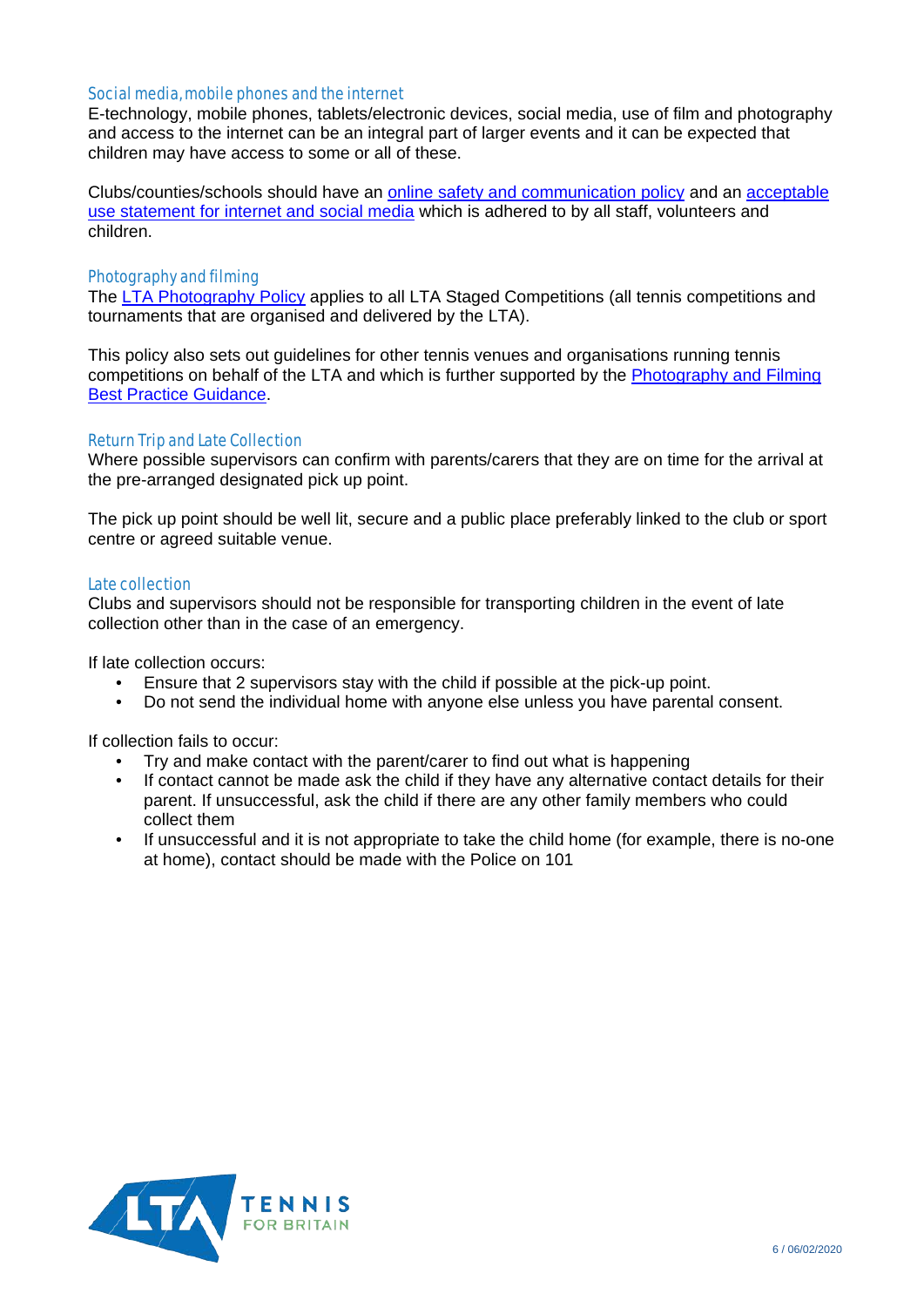### Social media, mobile phones and the internet

E-technology, mobile phones, tablets/electronic devices, social media, use of film and photography and access to the internet can be an integral part of larger events and it can be expected that children may have access to some or all of these.

Clubs/counties/schools should have an online safety and communication policy and an acceptable use statement for internet and social media which is adhered to by all staff, volunteers and children.

### Photography and filming

The LTA Photography Policy applies to all LTA Staged Competitions (all tennis competitions and tournaments that are organised and delivered by the LTA).

This policy also sets out guidelines for other tennis venues and organisations running tennis competitions on behalf of the LTA and which is further supported by the Photography and Filming Best Practice Guidance.

### Return Trip and Late Collection

Where possible supervisors can confirm with parents/carers that they are on time for the arrival at the pre-arranged designated pick up point.

The pick up point should be well lit, secure and a public place preferably linked to the club or sport centre or agreed suitable venue.

### Late collection

Clubs and supervisors should not be responsible for transporting children in the event of late collection other than in the case of an emergency.

If late collection occurs:

- Ensure that 2 supervisors stay with the child if possible at the pick-up point.
- Do not send the individual home with anyone else unless you have parental consent.

If collection fails to occur:

- Try and make contact with the parent/carer to find out what is happening
- If contact cannot be made ask the child if they have any alternative contact details for their parent. If unsuccessful, ask the child if there are any other family members who could collect them
- If unsuccessful and it is not appropriate to take the child home (for example, there is no-one at home), contact should be made with the Police on 101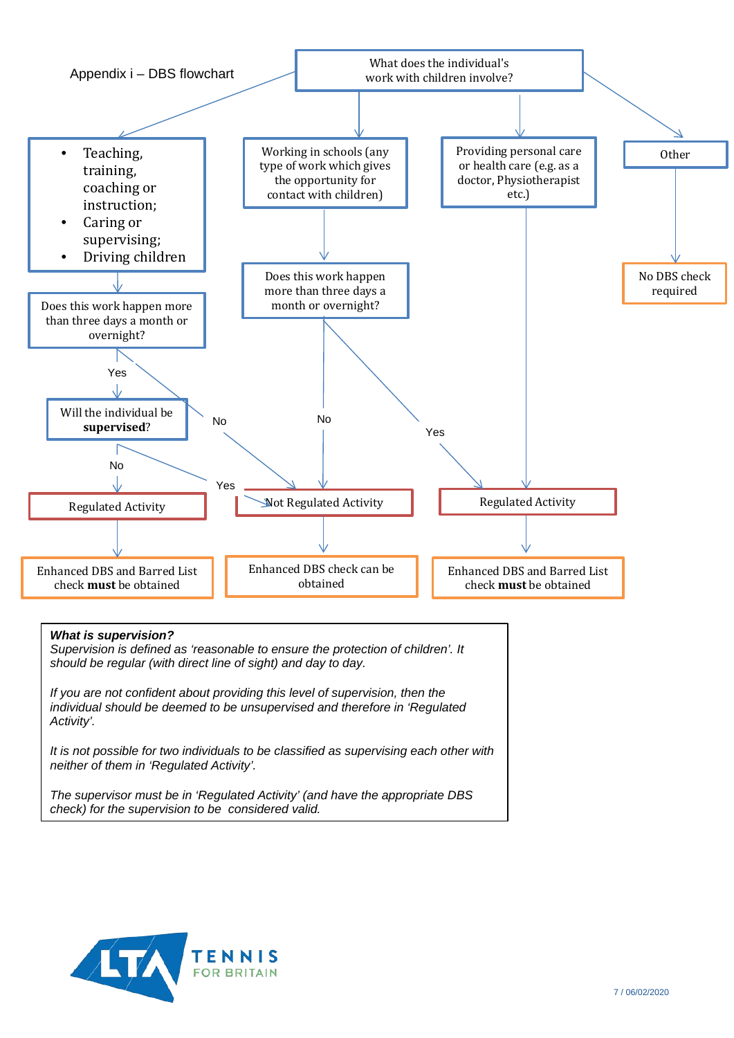Appendix i – DBS flowchart

What does the individual's work with children involve?

- Teaching, training, coaching or instruction;
- Caring or supervising;
- Driving children

Does this work happen more than three days a month or overnight?

Yes

Will the individual be **supervised**?

No

Regulated Activity

Enhanced DBS and Barred List check **must** be obtained

Yes

No

Working in schools (any type of work which gives the opportunity for contact with children)

Does this work happen more than three days a month or overnight?

No

Not Regulated Activity

Enhanced DBS check can be obtained

Yes

Providing personal care or health care (e.g. as a doctor, Physiotherapist etc.)

Regulated Activity

Enhanced DBS and Barred List check **must** be obtained

Other

No DBS check required

***What is supervision?***

*Supervision is defined as 'reasonable to ensure the protection of children'. It should be regular (with direct line of sight) and day to day.*

*If you are not confident about providing this level of supervision, then the individual should be deemed to be unsupervised and therefore in 'Regulated Activity'.*

*It is not possible for two individuals to be classified as supervising each other with neither of them in 'Regulated Activity'.*

*The supervisor must be in 'Regulated Activity' (and have the appropriate DBS check) for the supervision to be considered valid.*

LTA TENNIS FOR BRITAIN